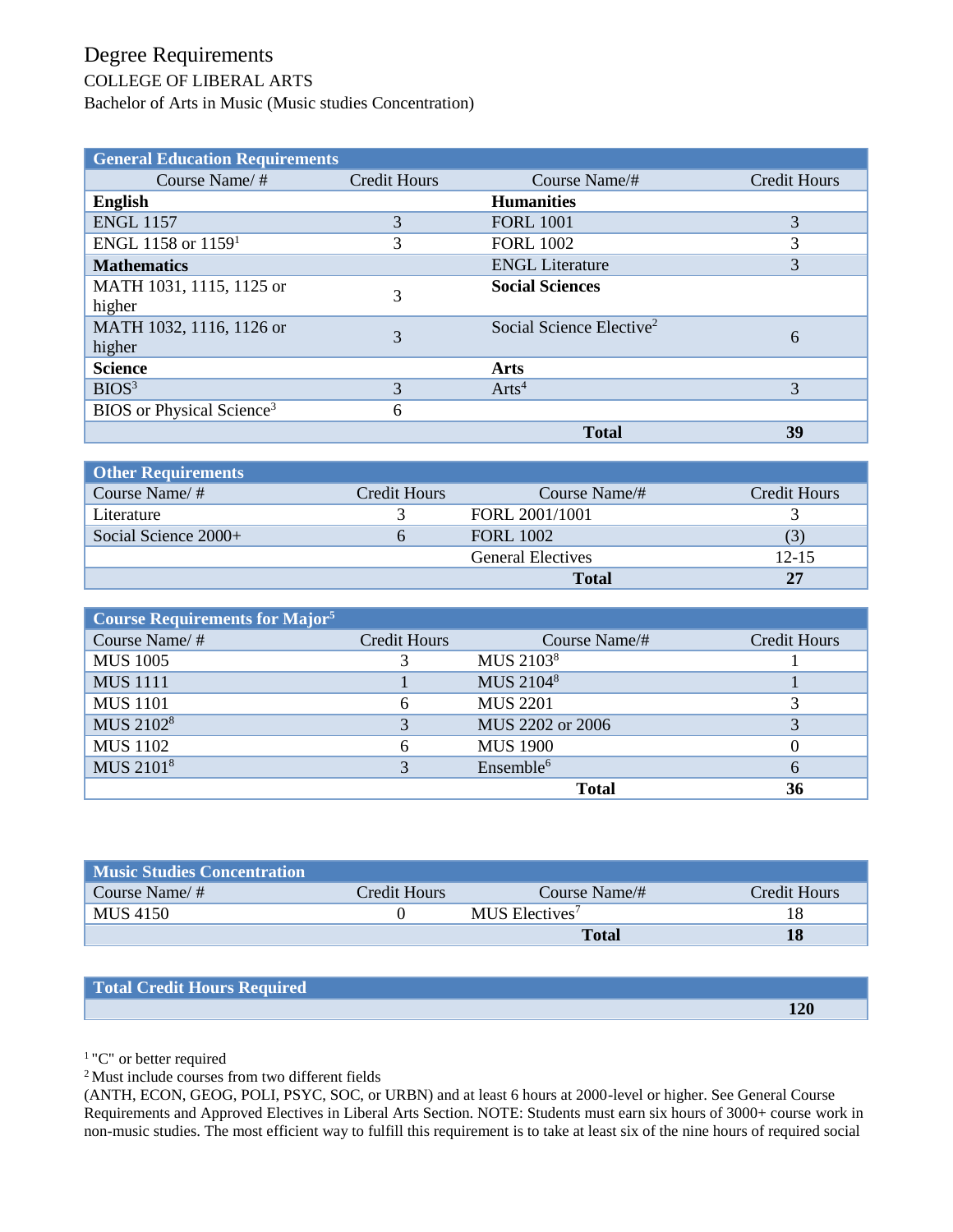# Degree Requirements

COLLEGE OF LIBERAL ARTS

Bachelor of Arts in Music (Music studies Concentration)

| General Education Requirements | | | |
|---|---|---|---|
| Course Name/ # | Credit Hours | Course Name/# | Credit Hours |
| **English** | | **Humanities** | |
| ENGL 1157 | 3 | FORL 1001 | 3 |
| ENGL 1158 or 1159[1] | 3 | FORL 1002 | 3 |
| **Mathematics** | | ENGL Literature | 3 |
| MATH 1031, 1115, 1125 or higher | 3 | **Social Sciences** | |
| MATH 1032, 1116, 1126 or higher | 3 | Social Science Elective[2] | 6 |
| **Science** | | **Arts** | |
| BIOS[3] | 3 | Arts[4] | 3 |
| BIOS or Physical Science[3] | 6 | | |
| | | **Total** | **39** |

| Other Requirements | | | |
|---|---|---|---|
| Course Name/ # | Credit Hours | Course Name/# | Credit Hours |
| Literature | 3 | FORL 2001/1001 | 3 |
| Social Science 2000+ | 6 | FORL 1002 | (3) |
| | | General Electives | 12-15 |
| | | **Total** | **27** |

| Course Requirements for Major[5] | | | |
|---|---|---|---|
| Course Name/ # | Credit Hours | Course Name/# | Credit Hours |
| MUS 1005 | 3 | MUS 2103[8] | 1 |
| MUS 1111 | 1 | MUS 2104[8] | 1 |
| MUS 1101 | 6 | MUS 2201 | 3 |
| MUS 2102[8] | 3 | MUS 2202 or 2006 | 3 |
| MUS 1102 | 6 | MUS 1900 | 0 |
| MUS 2101[8] | 3 | Ensemble[6] | 6 |
| | | **Total** | **36** |

| Music Studies Concentration | | | |
|---|---|---|---|
| Course Name/ # | Credit Hours | Course Name/# | Credit Hours |
| MUS 4150 | 0 | MUS Electives[7] | 18 |
| | | **Total** | **18** |

| Total Credit Hours Required | |
|---|---|
| | **120** |

[1] "C" or better required

[2] Must include courses from two different fields (ANTH, ECON, GEOG, POLI, PSYC, SOC, or URBN) and at least 6 hours at 2000-level or higher. See General Course Requirements and Approved Electives in Liberal Arts Section. NOTE: Students must earn six hours of 3000+ course work in non-music studies. The most efficient way to fulfill this requirement is to take at least six of the nine hours of required social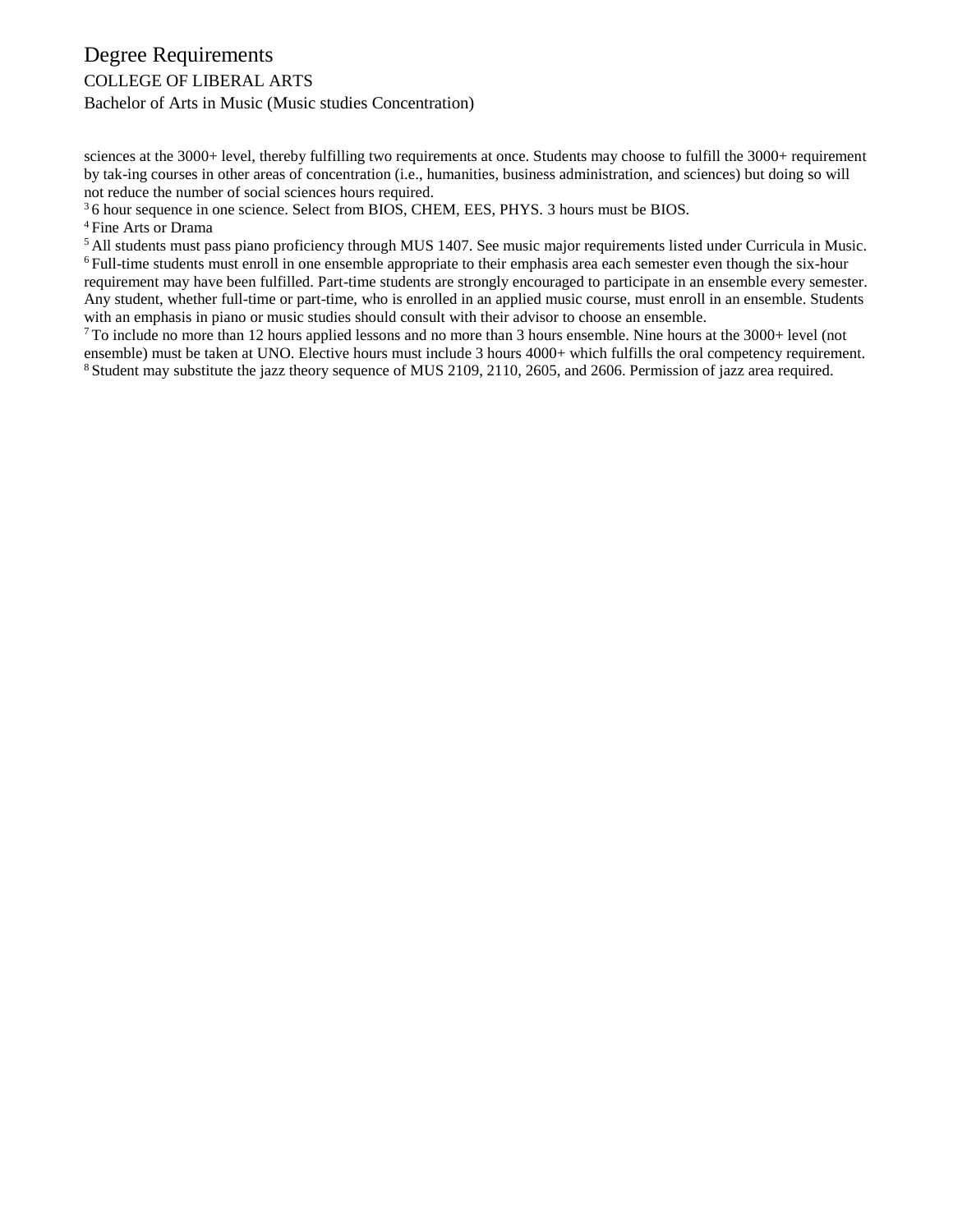sciences at the 3000+ level, thereby fulfilling two requirements at once. Students may choose to fulfill the 3000+ requirement by tak-ing courses in other areas of concentration (i.e., humanities, business administration, and sciences) but doing so will not reduce the number of social sciences hours required.

[3] 6 hour sequence in one science. Select from BIOS, CHEM, EES, PHYS. 3 hours must be BIOS.

[4] Fine Arts or Drama

[5] All students must pass piano proficiency through MUS 1407. See music major requirements listed under Curricula in Music.

[6] Full-time students must enroll in one ensemble appropriate to their emphasis area each semester even though the six-hour requirement may have been fulfilled. Part-time students are strongly encouraged to participate in an ensemble every semester. Any student, whether full-time or part-time, who is enrolled in an applied music course, must enroll in an ensemble. Students with an emphasis in piano or music studies should consult with their advisor to choose an ensemble.

[7] To include no more than 12 hours applied lessons and no more than 3 hours ensemble. Nine hours at the 3000+ level (not ensemble) must be taken at UNO. Elective hours must include 3 hours 4000+ which fulfills the oral competency requirement.

[8] Student may substitute the jazz theory sequence of MUS 2109, 2110, 2605, and 2606. Permission of jazz area required.